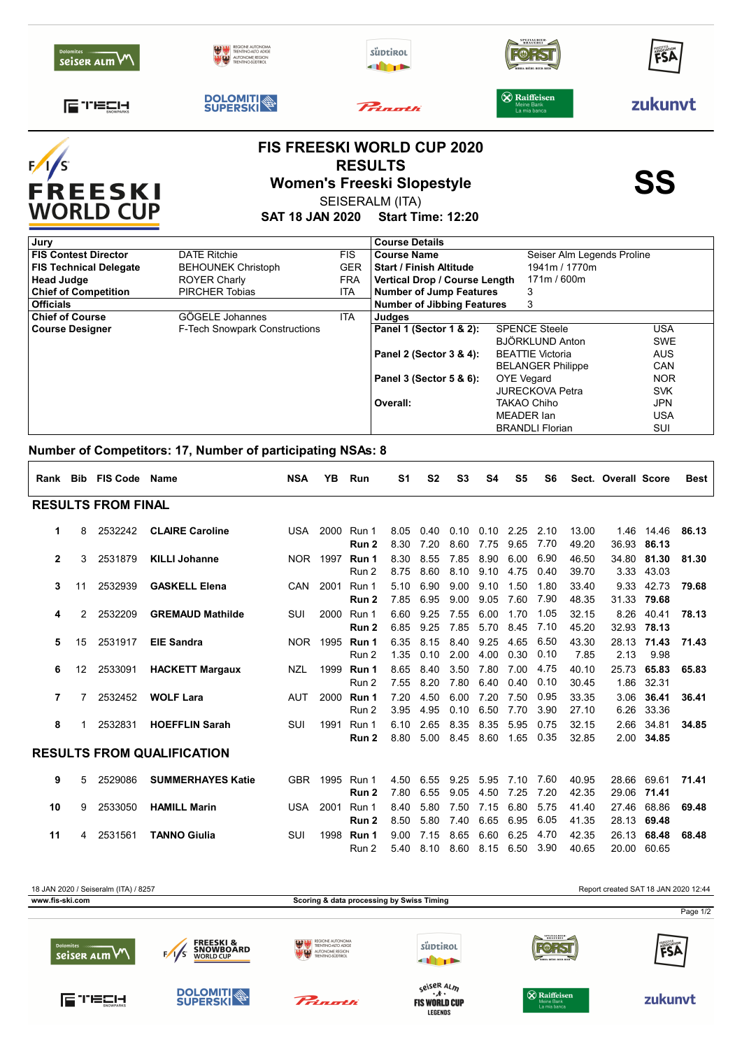# FIS FREESKI WORLD CUP 2020

## RESULTS

## Women's Freeski Slopestyle

SEISERALM (ITA)

**SAT 18 JAN 2020 Start Time: 12:20**

**SS**

| Jury | | |
|---|---|---|
| **FIS Contest Director** | DATE Ritchie | FIS |
| **FIS Technical Delegate** | BEHOUNEK Christoph | GER |
| **Head Judge** | ROYER Charly | FRA |
| **Chief of Competition** | PIRCHER Tobias | ITA |
| **Officials** | | |
| **Chief of Course** | GÖGELE Johannes | ITA |
| **Course Designer** | F-Tech Snowpark Constructions | |

| Course Details | |
|---|---|
| **Course Name** | Seiser Alm Legends Proline |
| **Start / Finish Altitude** | 1941m / 1770m |
| **Vertical Drop / Course Length** | 171m / 600m |
| **Number of Jump Features** | 3 |
| **Number of Jibbing Features** | 3 |

| Judges | | |
|---|---|---|
| **Panel 1 (Sector 1 & 2):** | SPENCE Steele | USA |
| | BJÖRKLUND Anton | SWE |
| **Panel 2 (Sector 3 & 4):** | BEATTIE Victoria | AUS |
| | BELANGER Philippe | CAN |
| **Panel 3 (Sector 5 & 6):** | OYE Vegard | NOR |
| | JURECKOVA Petra | SVK |
| **Overall:** | TAKAO Chiho | JPN |
| | MEADER Ian | USA |
| | BRANDLI Florian | SUI |

**Number of Competitors: 17, Number of participating NSAs: 8**

| Rank | Bib | FIS Code | Name | NSA | YB | Run | S1 | S2 | S3 | S4 | S5 | S6 | Sect. | Overall | Score | Best |
|---|---|---|---|---|---|---|---|---|---|---|---|---|---|---|---|---|
| **RESULTS FROM FINAL** | | | | | | | | | | | | | | | | |
| 1 | 8 | 2532242 | **CLAIRE Caroline** | USA | 2000 | Run 1 | 8.05 | 0.40 | 0.10 | 0.10 | 2.25 | 2.10 | 13.00 | 1.46 | 14.46 | **86.13** |
| | | | | | | **Run 2** | 8.30 | 7.20 | 8.60 | 7.75 | 9.65 | 7.70 | 49.20 | 36.93 | **86.13** | |
| 2 | 3 | 2531879 | **KILLI Johanne** | NOR | 1997 | **Run 1** | 8.30 | 8.55 | 7.85 | 8.90 | 6.00 | 6.90 | 46.50 | 34.80 | **81.30** | **81.30** |
| | | | | | | Run 2 | 8.75 | 8.60 | 8.10 | 9.10 | 4.75 | 0.40 | 39.70 | 3.33 | 43.03 | |
| 3 | 11 | 2532939 | **GASKELL Elena** | CAN | 2001 | Run 1 | 5.10 | 6.90 | 9.00 | 9.10 | 1.50 | 1.80 | 33.40 | 9.33 | 42.73 | **79.68** |
| | | | | | | **Run 2** | 7.85 | 6.95 | 9.00 | 9.05 | 7.60 | 7.90 | 48.35 | 31.33 | **79.68** | |
| 4 | 2 | 2532209 | **GREMAUD Mathilde** | SUI | 2000 | Run 1 | 6.60 | 9.25 | 7.55 | 6.00 | 1.70 | 1.05 | 32.15 | 8.26 | 40.41 | **78.13** |
| | | | | | | **Run 2** | 6.85 | 9.25 | 7.85 | 5.70 | 8.45 | 7.10 | 45.20 | 32.93 | **78.13** | |
| 5 | 15 | 2531917 | **EIE Sandra** | NOR | 1995 | **Run 1** | 6.35 | 8.15 | 8.40 | 9.25 | 4.65 | 6.50 | 43.30 | 28.13 | **71.43** | **71.43** |
| | | | | | | Run 2 | 1.35 | 0.10 | 2.00 | 4.00 | 0.30 | 0.10 | 7.85 | 2.13 | 9.98 | |
| 6 | 12 | 2533091 | **HACKETT Margaux** | NZL | 1999 | **Run 1** | 8.65 | 8.40 | 3.50 | 7.80 | 7.00 | 4.75 | 40.10 | 25.73 | **65.83** | **65.83** |
| | | | | | | Run 2 | 7.55 | 8.20 | 7.80 | 6.40 | 0.40 | 0.10 | 30.45 | 1.86 | 32.31 | |
| 7 | 7 | 2532452 | **WOLF Lara** | AUT | 2000 | **Run 1** | 7.20 | 4.50 | 6.00 | 7.20 | 7.50 | 0.95 | 33.35 | 3.06 | **36.41** | **36.41** |
| | | | | | | Run 2 | 3.95 | 4.95 | 0.10 | 6.50 | 7.70 | 3.90 | 27.10 | 6.26 | 33.36 | |
| 8 | 1 | 2532831 | **HOEFFLIN Sarah** | SUI | 1991 | Run 1 | 6.10 | 2.65 | 8.35 | 8.35 | 5.95 | 0.75 | 32.15 | 2.66 | 34.81 | **34.85** |
| | | | | | | **Run 2** | 8.80 | 5.00 | 8.45 | 8.60 | 1.65 | 0.35 | 32.85 | 2.00 | **34.85** | |
| **RESULTS FROM QUALIFICATION** | | | | | | | | | | | | | | | | |
| 9 | 5 | 2529086 | **SUMMERHAYES Katie** | GBR | 1995 | Run 1 | 4.50 | 6.55 | 9.25 | 5.95 | 7.10 | 7.60 | 40.95 | 28.66 | 69.61 | **71.41** |
| | | | | | | **Run 2** | 7.80 | 6.55 | 9.05 | 4.50 | 7.25 | 7.20 | 42.35 | 29.06 | **71.41** | |
| 10 | 9 | 2533050 | **HAMILL Marin** | USA | 2001 | Run 1 | 8.40 | 5.80 | 7.50 | 7.15 | 6.80 | 5.75 | 41.40 | 27.46 | 68.86 | **69.48** |
| | | | | | | **Run 2** | 8.50 | 5.80 | 7.40 | 6.65 | 6.95 | 6.05 | 41.35 | 28.13 | **69.48** | |
| 11 | 4 | 2531561 | **TANNO Giulia** | SUI | 1998 | **Run 1** | 9.00 | 7.15 | 8.65 | 6.60 | 6.25 | 4.70 | 42.35 | 26.13 | **68.48** | **68.48** |
| | | | | | | Run 2 | 5.40 | 8.10 | 8.60 | 8.15 | 6.50 | 3.90 | 40.65 | 20.00 | 60.65 | |

18 JAN 2020 / Seiseralm (ITA) / 8257 — Report created SAT 18 JAN 2020 12:44

www.fis-ski.com — Scoring & data processing by Swiss Timing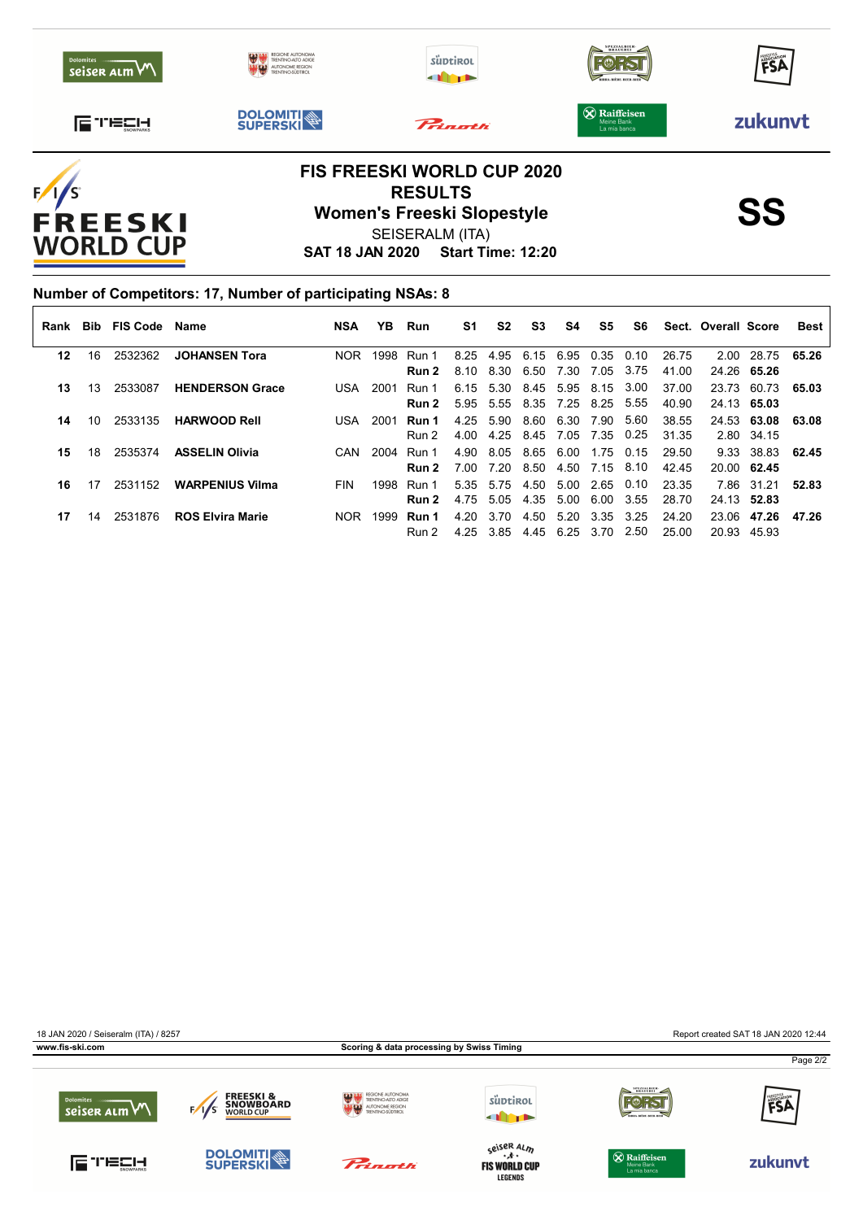# FIS FREESKI WORLD CUP 2020

## RESULTS

## Women's Freeski Slopestyle

SEISERALM (ITA)

**SAT 18 JAN 2020 Start Time: 12:20**

**SS**

### Number of Competitors: 17, Number of participating NSAs: 8

| Rank | Bib | FIS Code | Name | NSA | YB | Run | S1 | S2 | S3 | S4 | S5 | S6 | Sect. | Overall | Score | Best |
|---|---|---|---|---|---|---|---|---|---|---|---|---|---|---|---|---|
| 12 | 16 | 2532362 | JOHANSEN Tora | NOR | 1998 | Run 1 | 8.25 | 4.95 | 6.15 | 6.95 | 0.35 | 0.10 | 26.75 | 2.00 | 28.75 | 65.26 |
| | | | | | | **Run 2** | 8.10 | 8.30 | 6.50 | 7.30 | 7.05 | 3.75 | 41.00 | 24.26 | **65.26** | |
| 13 | 13 | 2533087 | HENDERSON Grace | USA | 2001 | Run 1 | 6.15 | 5.30 | 8.45 | 5.95 | 8.15 | 3.00 | 37.00 | 23.73 | 60.73 | 65.03 |
| | | | | | | **Run 2** | 5.95 | 5.55 | 8.35 | 7.25 | 8.25 | 5.55 | 40.90 | 24.13 | **65.03** | |
| 14 | 10 | 2533135 | HARWOOD Rell | USA | 2001 | **Run 1** | 4.25 | 5.90 | 8.60 | 6.30 | 7.90 | 5.60 | 38.55 | 24.53 | **63.08** | 63.08 |
| | | | | | | Run 2 | 4.00 | 4.25 | 8.45 | 7.05 | 7.35 | 0.25 | 31.35 | 2.80 | 34.15 | |
| 15 | 18 | 2535374 | ASSELIN Olivia | CAN | 2004 | Run 1 | 4.90 | 8.05 | 8.65 | 6.00 | 1.75 | 0.15 | 29.50 | 9.33 | 38.83 | 62.45 |
| | | | | | | **Run 2** | 7.00 | 7.20 | 8.50 | 4.50 | 7.15 | 8.10 | 42.45 | 20.00 | **62.45** | |
| 16 | 17 | 2531152 | WARPENIUS Vilma | FIN | 1998 | Run 1 | 5.35 | 5.75 | 4.50 | 5.00 | 2.65 | 0.10 | 23.35 | 7.86 | 31.21 | 52.83 |
| | | | | | | **Run 2** | 4.75 | 5.05 | 4.35 | 5.00 | 6.00 | 3.55 | 28.70 | 24.13 | **52.83** | |
| 17 | 14 | 2531876 | ROS Elvira Marie | NOR | 1999 | **Run 1** | 4.20 | 3.70 | 4.50 | 5.20 | 3.35 | 3.25 | 24.20 | 23.06 | **47.26** | 47.26 |
| | | | | | | Run 2 | 4.25 | 3.85 | 4.45 | 6.25 | 3.70 | 2.50 | 25.00 | 20.93 | 45.93 | |

18 JAN 2020 / Seiseralm (ITA) / 8257

Report created SAT 18 JAN 2020 12:44

www.fis-ski.com

Scoring & data processing by Swiss Timing